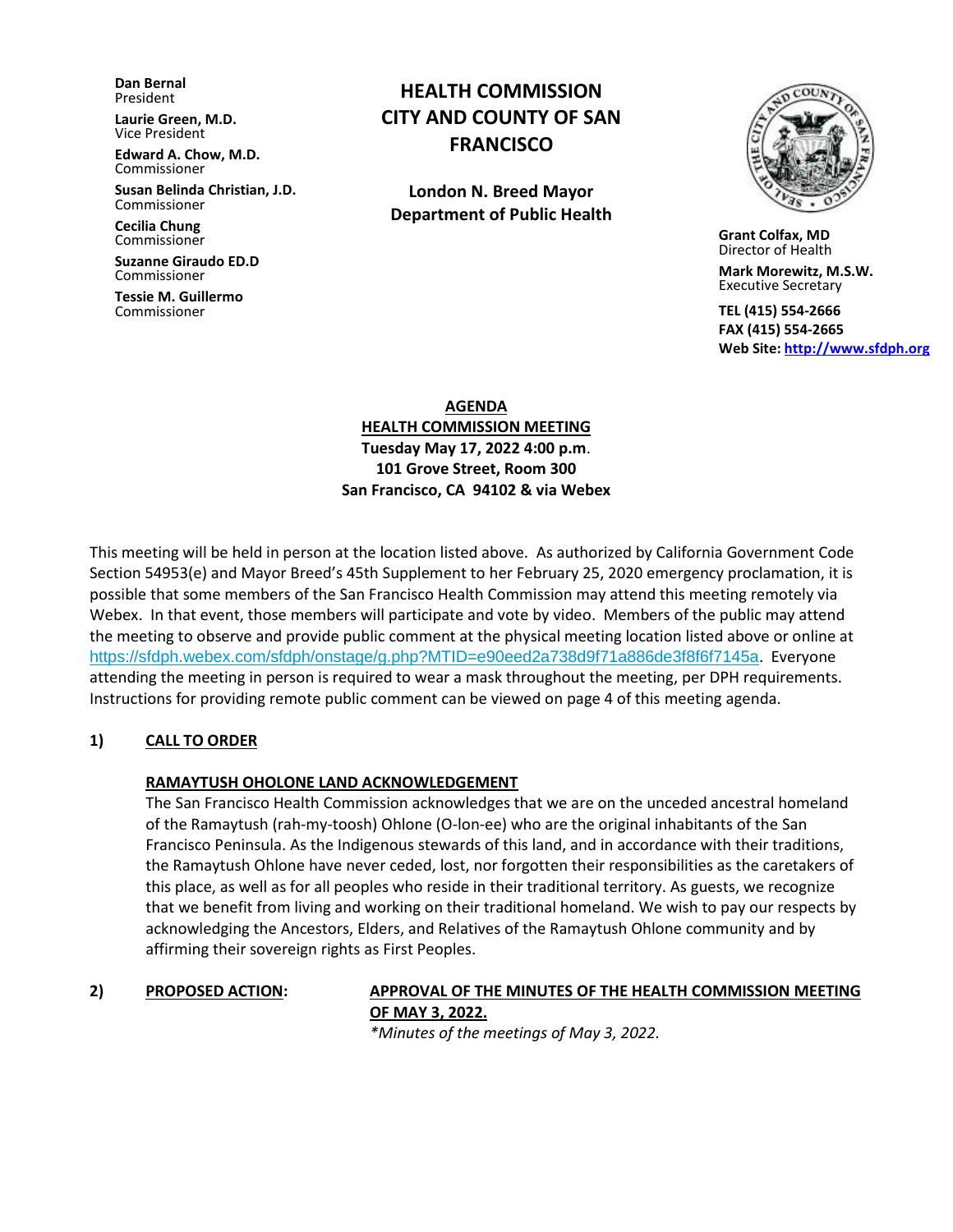**Dan Bernal**
President

**Laurie Green, M.D.**
Vice President

**Edward A. Chow, M.D.**
Commissioner

**Susan Belinda Christian, J.D.**
Commissioner

**Cecilia Chung**
Commissioner

**Suzanne Giraudo ED.D**
Commissioner

**Tessie M. Guillermo**
Commissioner

# HEALTH COMMISSION CITY AND COUNTY OF SAN FRANCISCO

**London N. Breed Mayor**
**Department of Public Health**

**Grant Colfax, MD**
Director of Health

**Mark Morewitz, M.S.W.**
Executive Secretary

**TEL (415) 554-2666**
**FAX (415) 554-2665**
**Web Site: http://www.sfdph.org**

**AGENDA**
**HEALTH COMMISSION MEETING**
**Tuesday May 17, 2022 4:00 p.m.**
**101 Grove Street, Room 300**
**San Francisco, CA 94102 & via Webex**

This meeting will be held in person at the location listed above. As authorized by California Government Code Section 54953(e) and Mayor Breed's 45th Supplement to her February 25, 2020 emergency proclamation, it is possible that some members of the San Francisco Health Commission may attend this meeting remotely via Webex. In that event, those members will participate and vote by video. Members of the public may attend the meeting to observe and provide public comment at the physical meeting location listed above or online at https://sfdph.webex.com/sfdph/onstage/g.php?MTID=e90eed2a738d9f71a886de3f8f6f7145a. Everyone attending the meeting in person is required to wear a mask throughout the meeting, per DPH requirements. Instructions for providing remote public comment can be viewed on page 4 of this meeting agenda.

**1) CALL TO ORDER**

**RAMAYTUSH OHOLONE LAND ACKNOWLEDGEMENT**

The San Francisco Health Commission acknowledges that we are on the unceded ancestral homeland of the Ramaytush (rah-my-toosh) Ohlone (O-lon-ee) who are the original inhabitants of the San Francisco Peninsula. As the Indigenous stewards of this land, and in accordance with their traditions, the Ramaytush Ohlone have never ceded, lost, nor forgotten their responsibilities as the caretakers of this place, as well as for all peoples who reside in their traditional territory. As guests, we recognize that we benefit from living and working on their traditional homeland. We wish to pay our respects by acknowledging the Ancestors, Elders, and Relatives of the Ramaytush Ohlone community and by affirming their sovereign rights as First Peoples.

**2) PROPOSED ACTION: APPROVAL OF THE MINUTES OF THE HEALTH COMMISSION MEETING OF MAY 3, 2022.**

*\*Minutes of the meetings of May 3, 2022.*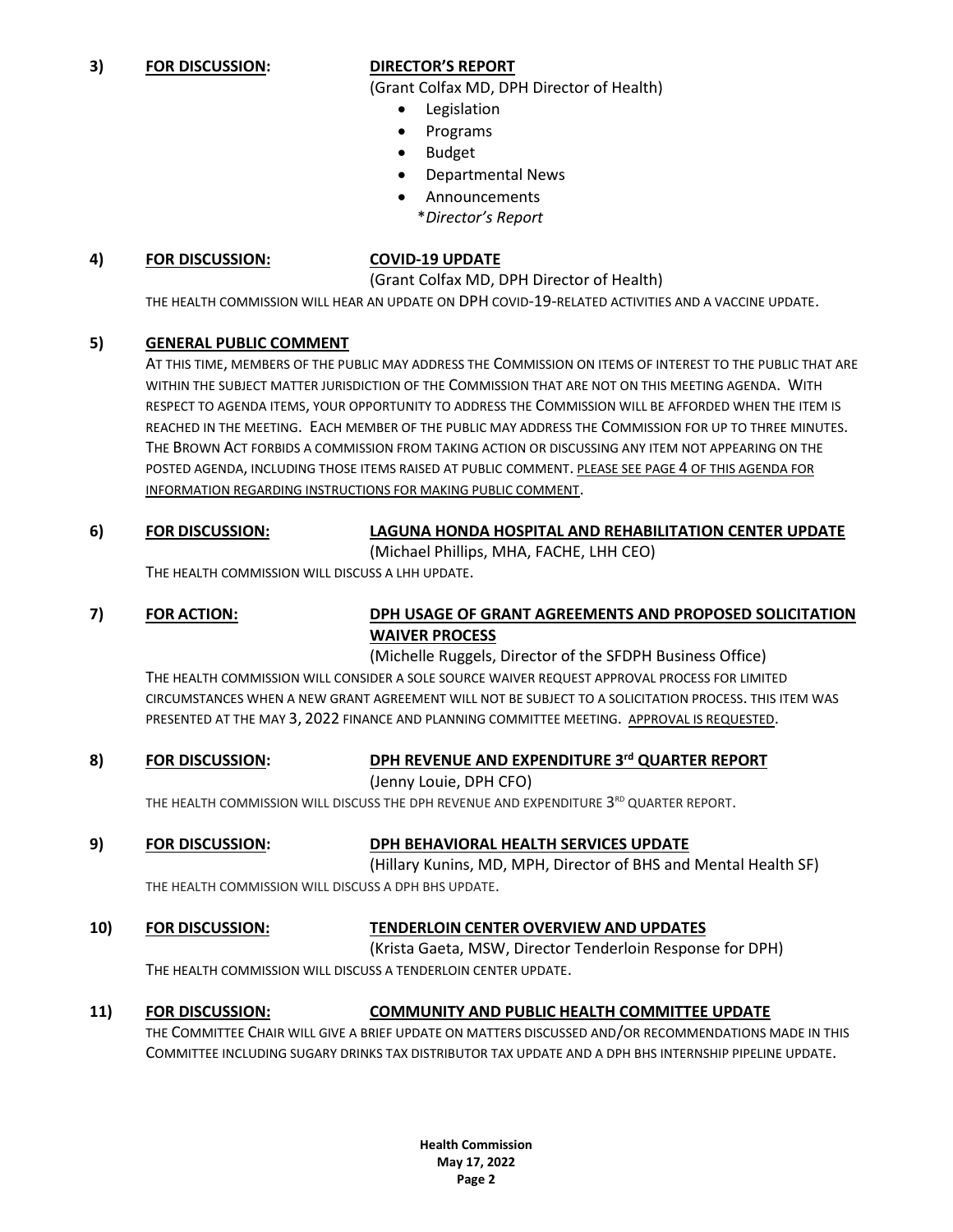**3) FOR DISCUSSION: DIRECTOR'S REPORT**

(Grant Colfax MD, DPH Director of Health)

- Legislation
- Programs
- Budget
- Departmental News
- Announcements

*\*Director's Report*

**4) FOR DISCUSSION: COVID-19 UPDATE**

(Grant Colfax MD, DPH Director of Health)

THE HEALTH COMMISSION WILL HEAR AN UPDATE ON DPH COVID-19-RELATED ACTIVITIES AND A VACCINE UPDATE.

**5) GENERAL PUBLIC COMMENT**

AT THIS TIME, MEMBERS OF THE PUBLIC MAY ADDRESS THE COMMISSION ON ITEMS OF INTEREST TO THE PUBLIC THAT ARE WITHIN THE SUBJECT MATTER JURISDICTION OF THE COMMISSION THAT ARE NOT ON THIS MEETING AGENDA. WITH RESPECT TO AGENDA ITEMS, YOUR OPPORTUNITY TO ADDRESS THE COMMISSION WILL BE AFFORDED WHEN THE ITEM IS REACHED IN THE MEETING. EACH MEMBER OF THE PUBLIC MAY ADDRESS THE COMMISSION FOR UP TO THREE MINUTES. THE BROWN ACT FORBIDS A COMMISSION FROM TAKING ACTION OR DISCUSSING ANY ITEM NOT APPEARING ON THE POSTED AGENDA, INCLUDING THOSE ITEMS RAISED AT PUBLIC COMMENT. PLEASE SEE PAGE 4 OF THIS AGENDA FOR INFORMATION REGARDING INSTRUCTIONS FOR MAKING PUBLIC COMMENT.

**6) FOR DISCUSSION: LAGUNA HONDA HOSPITAL AND REHABILITATION CENTER UPDATE**

(Michael Phillips, MHA, FACHE, LHH CEO)

THE HEALTH COMMISSION WILL DISCUSS A LHH UPDATE.

**7) FOR ACTION: DPH USAGE OF GRANT AGREEMENTS AND PROPOSED SOLICITATION WAIVER PROCESS**

(Michelle Ruggels, Director of the SFDPH Business Office)

THE HEALTH COMMISSION WILL CONSIDER A SOLE SOURCE WAIVER REQUEST APPROVAL PROCESS FOR LIMITED CIRCUMSTANCES WHEN A NEW GRANT AGREEMENT WILL NOT BE SUBJECT TO A SOLICITATION PROCESS. THIS ITEM WAS PRESENTED AT THE MAY 3, 2022 FINANCE AND PLANNING COMMITTEE MEETING. APPROVAL IS REQUESTED.

**8) FOR DISCUSSION: DPH REVENUE AND EXPENDITURE 3rd QUARTER REPORT**

(Jenny Louie, DPH CFO)

THE HEALTH COMMISSION WILL DISCUSS THE DPH REVENUE AND EXPENDITURE 3RD QUARTER REPORT.

**9) FOR DISCUSSION: DPH BEHAVIORAL HEALTH SERVICES UPDATE**

(Hillary Kunins, MD, MPH, Director of BHS and Mental Health SF)

THE HEALTH COMMISSION WILL DISCUSS A DPH BHS UPDATE.

**10) FOR DISCUSSION: TENDERLOIN CENTER OVERVIEW AND UPDATES**

(Krista Gaeta, MSW, Director Tenderloin Response for DPH)

THE HEALTH COMMISSION WILL DISCUSS A TENDERLOIN CENTER UPDATE.

**11) FOR DISCUSSION: COMMUNITY AND PUBLIC HEALTH COMMITTEE UPDATE**

THE COMMITTEE CHAIR WILL GIVE A BRIEF UPDATE ON MATTERS DISCUSSED AND/OR RECOMMENDATIONS MADE IN THIS COMMITTEE INCLUDING SUGARY DRINKS TAX DISTRIBUTOR TAX UPDATE AND A DPH BHS INTERNSHIP PIPELINE UPDATE.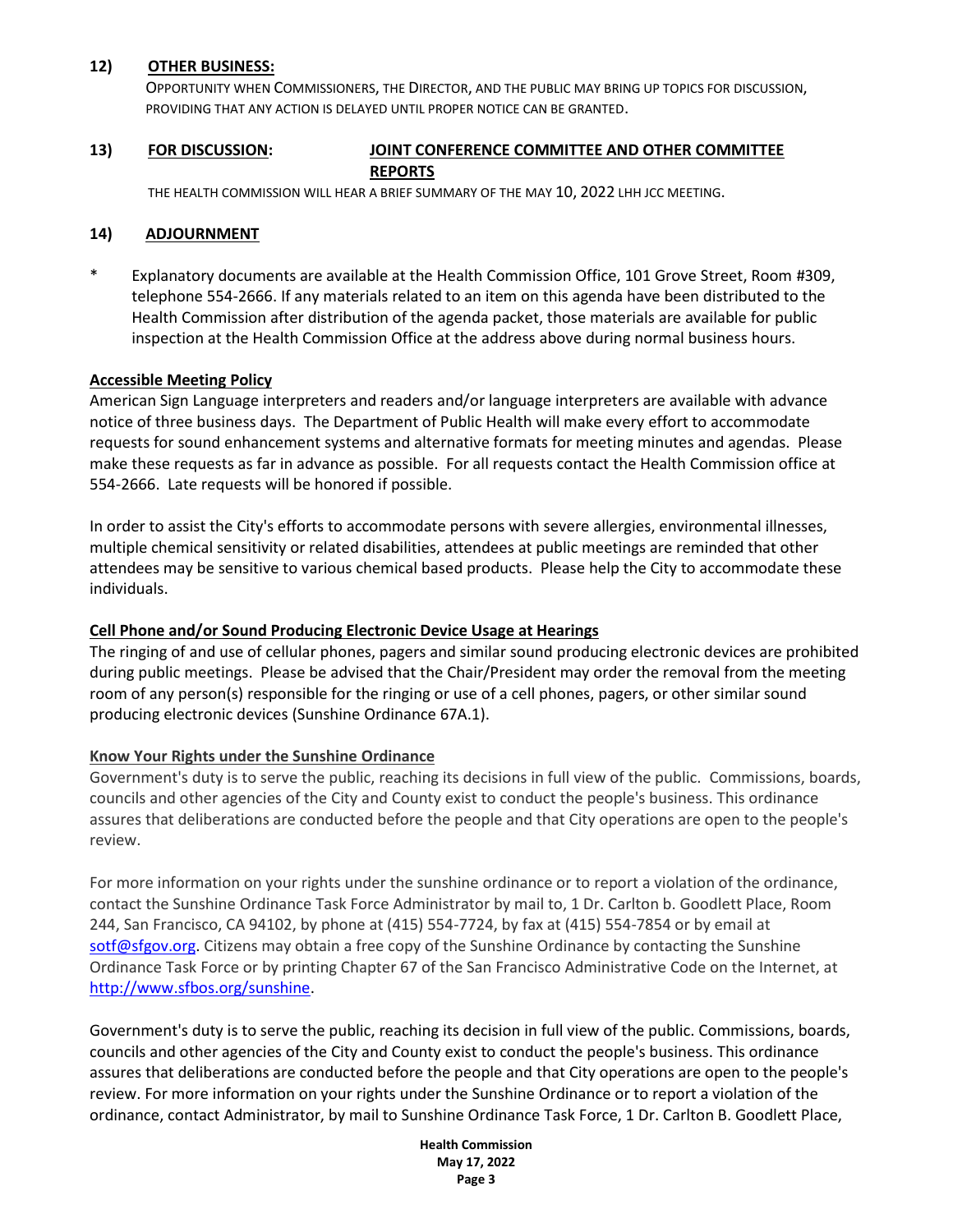**12) OTHER BUSINESS:**

OPPORTUNITY WHEN COMMISSIONERS, THE DIRECTOR, AND THE PUBLIC MAY BRING UP TOPICS FOR DISCUSSION, PROVIDING THAT ANY ACTION IS DELAYED UNTIL PROPER NOTICE CAN BE GRANTED.

**13) FOR DISCUSSION: JOINT CONFERENCE COMMITTEE AND OTHER COMMITTEE REPORTS**

THE HEALTH COMMISSION WILL HEAR A BRIEF SUMMARY OF THE MAY 10, 2022 LHH JCC MEETING.

**14) ADJOURNMENT**

\* Explanatory documents are available at the Health Commission Office, 101 Grove Street, Room #309, telephone 554-2666. If any materials related to an item on this agenda have been distributed to the Health Commission after distribution of the agenda packet, those materials are available for public inspection at the Health Commission Office at the address above during normal business hours.

**Accessible Meeting Policy**

American Sign Language interpreters and readers and/or language interpreters are available with advance notice of three business days. The Department of Public Health will make every effort to accommodate requests for sound enhancement systems and alternative formats for meeting minutes and agendas. Please make these requests as far in advance as possible. For all requests contact the Health Commission office at 554-2666. Late requests will be honored if possible.

In order to assist the City's efforts to accommodate persons with severe allergies, environmental illnesses, multiple chemical sensitivity or related disabilities, attendees at public meetings are reminded that other attendees may be sensitive to various chemical based products. Please help the City to accommodate these individuals.

**Cell Phone and/or Sound Producing Electronic Device Usage at Hearings**

The ringing of and use of cellular phones, pagers and similar sound producing electronic devices are prohibited during public meetings. Please be advised that the Chair/President may order the removal from the meeting room of any person(s) responsible for the ringing or use of a cell phones, pagers, or other similar sound producing electronic devices (Sunshine Ordinance 67A.1).

**Know Your Rights under the Sunshine Ordinance**

Government's duty is to serve the public, reaching its decisions in full view of the public. Commissions, boards, councils and other agencies of the City and County exist to conduct the people's business. This ordinance assures that deliberations are conducted before the people and that City operations are open to the people's review.

For more information on your rights under the sunshine ordinance or to report a violation of the ordinance, contact the Sunshine Ordinance Task Force Administrator by mail to, 1 Dr. Carlton b. Goodlett Place, Room 244, San Francisco, CA 94102, by phone at (415) 554-7724, by fax at (415) 554-7854 or by email at sotf@sfgov.org. Citizens may obtain a free copy of the Sunshine Ordinance by contacting the Sunshine Ordinance Task Force or by printing Chapter 67 of the San Francisco Administrative Code on the Internet, at http://www.sfbos.org/sunshine.

Government's duty is to serve the public, reaching its decision in full view of the public. Commissions, boards, councils and other agencies of the City and County exist to conduct the people's business. This ordinance assures that deliberations are conducted before the people and that City operations are open to the people's review. For more information on your rights under the Sunshine Ordinance or to report a violation of the ordinance, contact Administrator, by mail to Sunshine Ordinance Task Force, 1 Dr. Carlton B. Goodlett Place,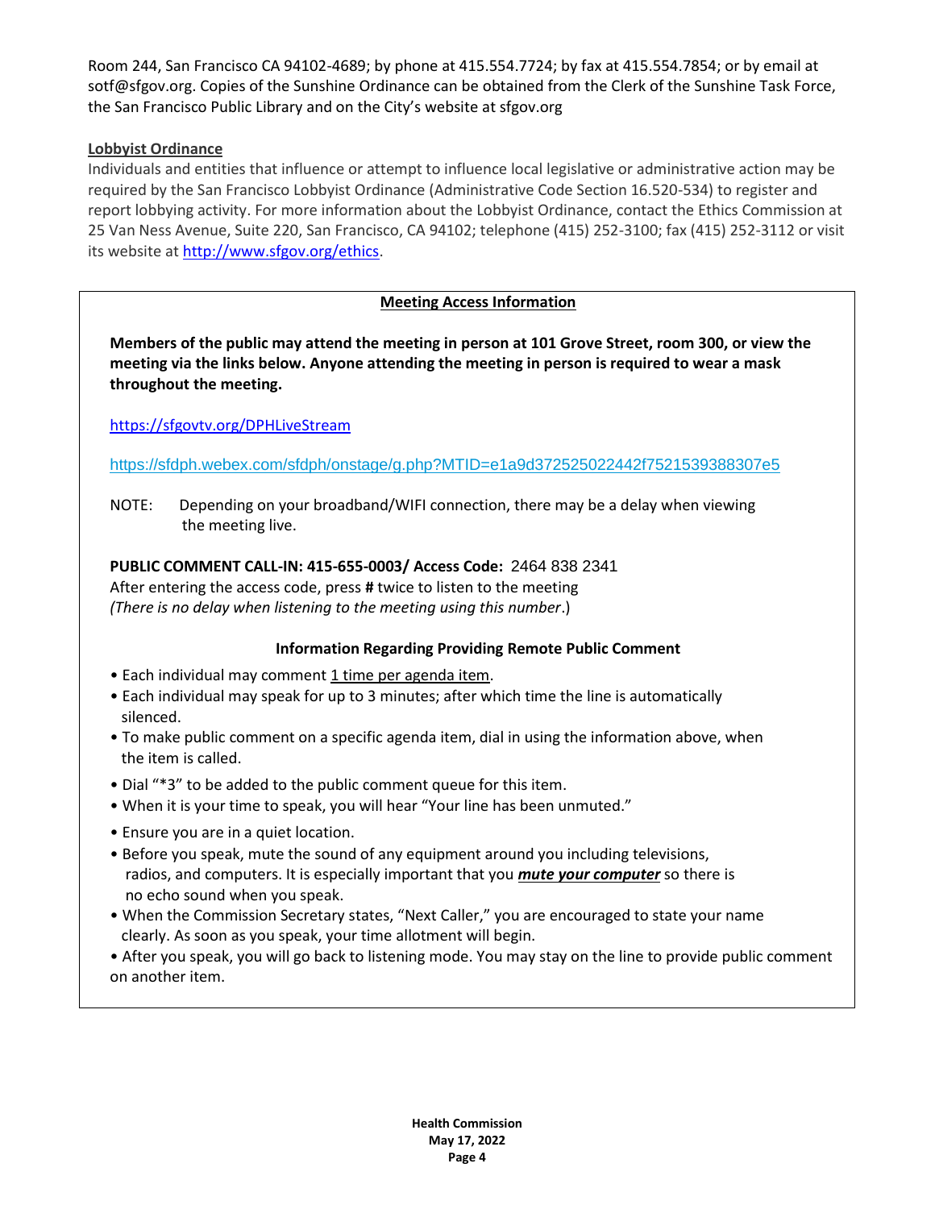Room 244, San Francisco CA 94102-4689; by phone at 415.554.7724; by fax at 415.554.7854; or by email at sotf@sfgov.org. Copies of the Sunshine Ordinance can be obtained from the Clerk of the Sunshine Task Force, the San Francisco Public Library and on the City's website at sfgov.org

**Lobbyist Ordinance**

Individuals and entities that influence or attempt to influence local legislative or administrative action may be required by the San Francisco Lobbyist Ordinance (Administrative Code Section 16.520-534) to register and report lobbying activity. For more information about the Lobbyist Ordinance, contact the Ethics Commission at 25 Van Ness Avenue, Suite 220, San Francisco, CA 94102; telephone (415) 252-3100; fax (415) 252-3112 or visit its website at http://www.sfgov.org/ethics.

**Meeting Access Information**

**Members of the public may attend the meeting in person at 101 Grove Street, room 300, or view the meeting via the links below. Anyone attending the meeting in person is required to wear a mask throughout the meeting.**

https://sfgovtv.org/DPHLiveStream

https://sfdph.webex.com/sfdph/onstage/g.php?MTID=e1a9d372525022442f7521539388307e5

NOTE: Depending on your broadband/WIFI connection, there may be a delay when viewing the meeting live.

**PUBLIC COMMENT CALL-IN: 415-655-0003/ Access Code:** 2464 838 2341
After entering the access code, press **#** twice to listen to the meeting
*(There is no delay when listening to the meeting using this number*.)

**Information Regarding Providing Remote Public Comment**

- Each individual may comment 1 time per agenda item.
- Each individual may speak for up to 3 minutes; after which time the line is automatically silenced.
- To make public comment on a specific agenda item, dial in using the information above, when the item is called.
- Dial "*3" to be added to the public comment queue for this item.
- When it is your time to speak, you will hear "Your line has been unmuted."
- Ensure you are in a quiet location.
- Before you speak, mute the sound of any equipment around you including televisions, radios, and computers. It is especially important that you ***mute your computer*** so there is no echo sound when you speak.
- When the Commission Secretary states, "Next Caller," you are encouraged to state your name clearly. As soon as you speak, your time allotment will begin.
- After you speak, you will go back to listening mode. You may stay on the line to provide public comment on another item.